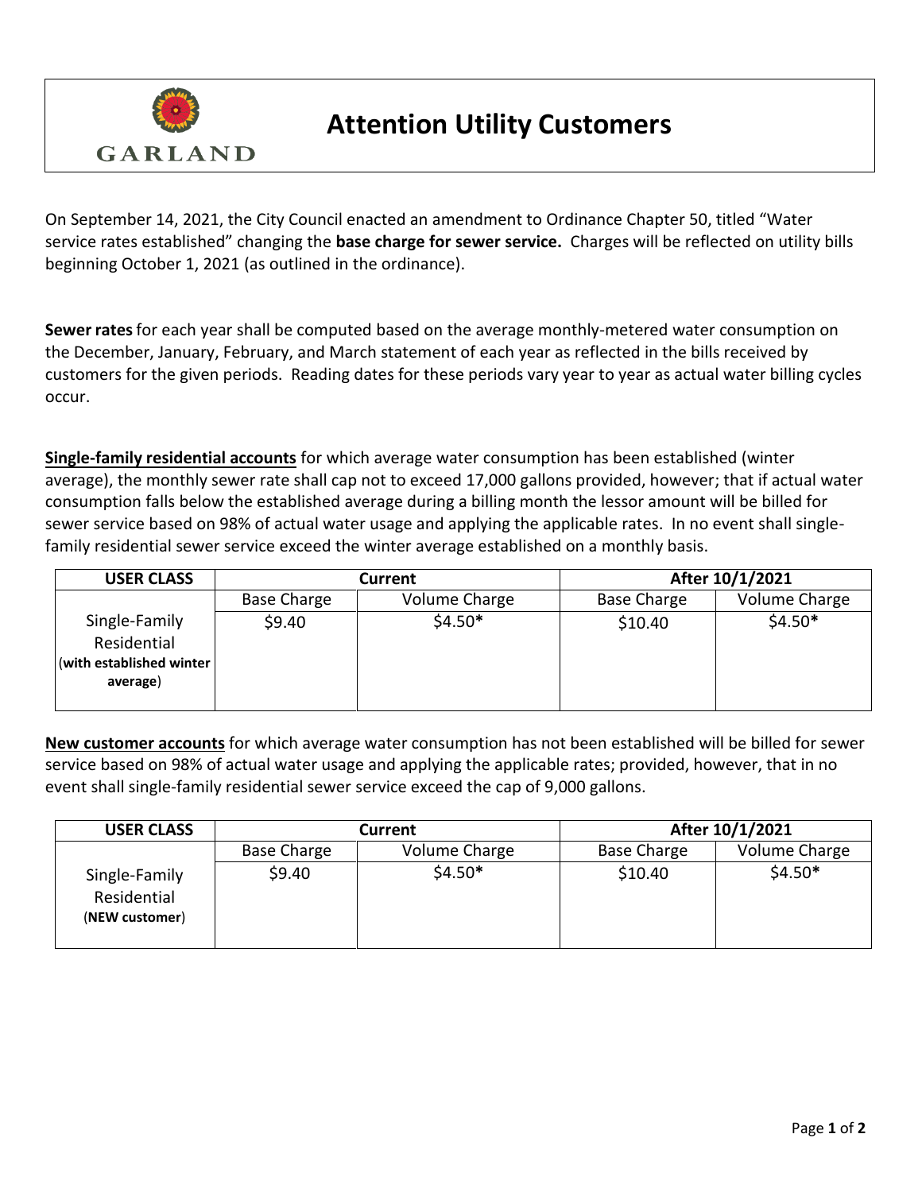GARLAND

# Attention Utility Customers

On September 14, 2021, the City Council enacted an amendment to Ordinance Chapter 50, titled "Water service rates established" changing the **base charge for sewer service.** Charges will be reflected on utility bills beginning October 1, 2021 (as outlined in the ordinance).

**Sewer rates** for each year shall be computed based on the average monthly-metered water consumption on the December, January, February, and March statement of each year as reflected in the bills received by customers for the given periods. Reading dates for these periods vary year to year as actual water billing cycles occur.

**Single-family residential accounts** for which average water consumption has been established (winter average), the monthly sewer rate shall cap not to exceed 17,000 gallons provided, however; that if actual water consumption falls below the established average during a billing month the lessor amount will be billed for sewer service based on 98% of actual water usage and applying the applicable rates. In no event shall single-family residential sewer service exceed the winter average established on a monthly basis.

| USER CLASS | Current | | After 10/1/2021 | |
|---|---|---|---|---|
| | Base Charge | Volume Charge | Base Charge | Volume Charge |
| Single-Family Residential (**with established winter average**) | $9.40 | $4.50* | $10.40 | $4.50* |

**New customer accounts** for which average water consumption has not been established will be billed for sewer service based on 98% of actual water usage and applying the applicable rates; provided, however, that in no event shall single-family residential sewer service exceed the cap of 9,000 gallons.

| USER CLASS | Current | | After 10/1/2021 | |
|---|---|---|---|---|
| | Base Charge | Volume Charge | Base Charge | Volume Charge |
| Single-Family Residential (**NEW customer**) | $9.40 | $4.50* | $10.40 | $4.50* |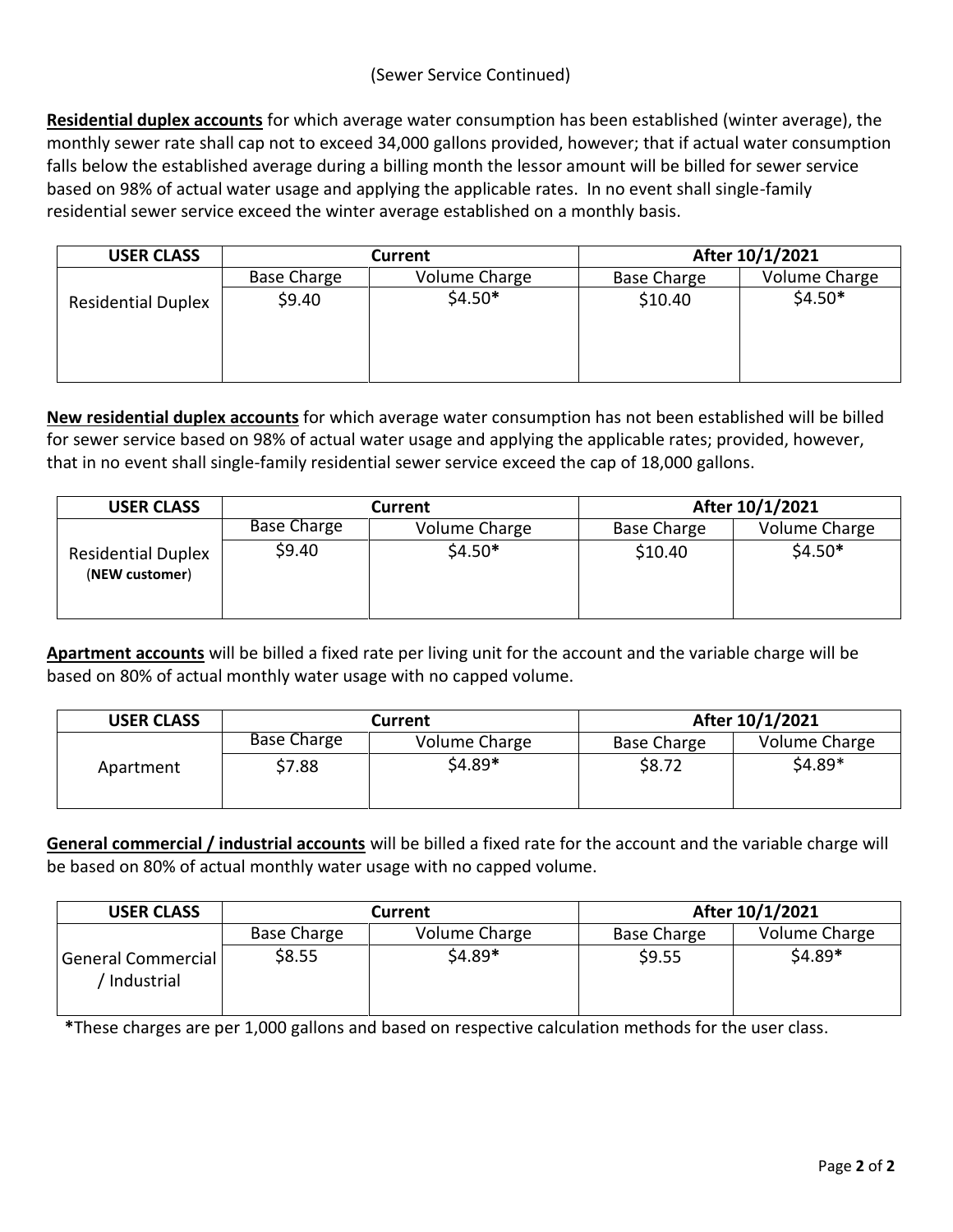(Sewer Service Continued)

**Residential duplex accounts** for which average water consumption has been established (winter average), the monthly sewer rate shall cap not to exceed 34,000 gallons provided, however; that if actual water consumption falls below the established average during a billing month the lessor amount will be billed for sewer service based on 98% of actual water usage and applying the applicable rates. In no event shall single-family residential sewer service exceed the winter average established on a monthly basis.

| USER CLASS | Current | | After 10/1/2021 | |
|---|---|---|---|---|
| | Base Charge | Volume Charge | Base Charge | Volume Charge |
| Residential Duplex | $9.40 | $4.50* | $10.40 | $4.50* |

**New residential duplex accounts** for which average water consumption has not been established will be billed for sewer service based on 98% of actual water usage and applying the applicable rates; provided, however, that in no event shall single-family residential sewer service exceed the cap of 18,000 gallons.

| USER CLASS | Current | | After 10/1/2021 | |
|---|---|---|---|---|
| | Base Charge | Volume Charge | Base Charge | Volume Charge |
| Residential Duplex (**NEW customer**) | $9.40 | $4.50* | $10.40 | $4.50* |

**Apartment accounts** will be billed a fixed rate per living unit for the account and the variable charge will be based on 80% of actual monthly water usage with no capped volume.

| USER CLASS | Current | | After 10/1/2021 | |
|---|---|---|---|---|
| | Base Charge | Volume Charge | Base Charge | Volume Charge |
| Apartment | $7.88 | $4.89* | $8.72 | $4.89* |

**General commercial / industrial accounts** will be billed a fixed rate for the account and the variable charge will be based on 80% of actual monthly water usage with no capped volume.

| USER CLASS | Current | | After 10/1/2021 | |
|---|---|---|---|---|
| | Base Charge | Volume Charge | Base Charge | Volume Charge |
| General Commercial / Industrial | $8.55 | $4.89* | $9.55 | $4.89* |

**\***These charges are per 1,000 gallons and based on respective calculation methods for the user class.